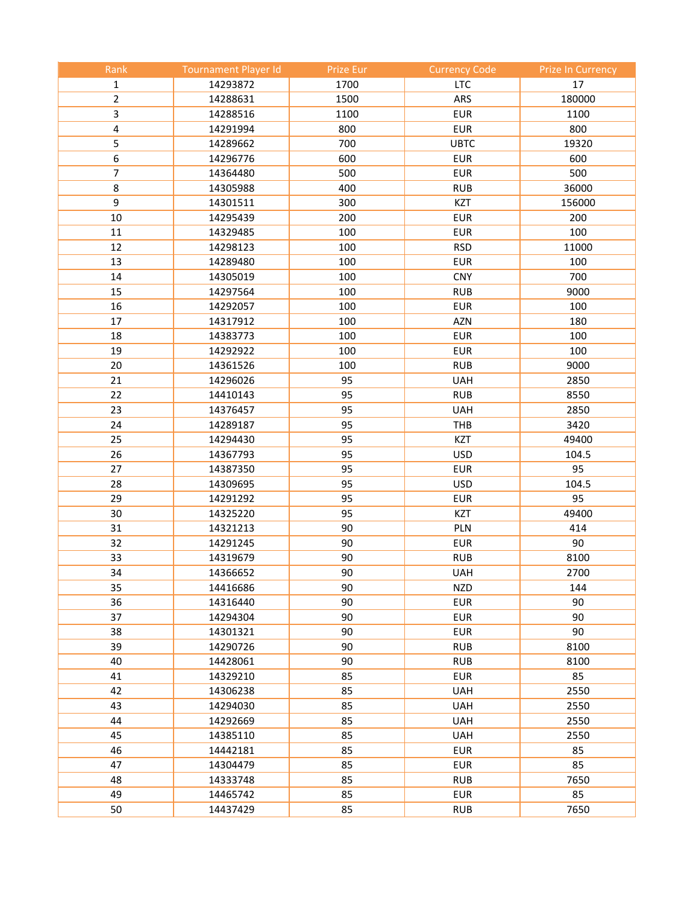| Rank | Tournament Player Id | Prize Eur | Currency Code | Prize In Currency |
|---|---|---|---|---|
| 1 | 14293872 | 1700 | LTC | 17 |
| 2 | 14288631 | 1500 | ARS | 180000 |
| 3 | 14288516 | 1100 | EUR | 1100 |
| 4 | 14291994 | 800 | EUR | 800 |
| 5 | 14289662 | 700 | UBTC | 19320 |
| 6 | 14296776 | 600 | EUR | 600 |
| 7 | 14364480 | 500 | EUR | 500 |
| 8 | 14305988 | 400 | RUB | 36000 |
| 9 | 14301511 | 300 | KZT | 156000 |
| 10 | 14295439 | 200 | EUR | 200 |
| 11 | 14329485 | 100 | EUR | 100 |
| 12 | 14298123 | 100 | RSD | 11000 |
| 13 | 14289480 | 100 | EUR | 100 |
| 14 | 14305019 | 100 | CNY | 700 |
| 15 | 14297564 | 100 | RUB | 9000 |
| 16 | 14292057 | 100 | EUR | 100 |
| 17 | 14317912 | 100 | AZN | 180 |
| 18 | 14383773 | 100 | EUR | 100 |
| 19 | 14292922 | 100 | EUR | 100 |
| 20 | 14361526 | 100 | RUB | 9000 |
| 21 | 14296026 | 95 | UAH | 2850 |
| 22 | 14410143 | 95 | RUB | 8550 |
| 23 | 14376457 | 95 | UAH | 2850 |
| 24 | 14289187 | 95 | THB | 3420 |
| 25 | 14294430 | 95 | KZT | 49400 |
| 26 | 14367793 | 95 | USD | 104.5 |
| 27 | 14387350 | 95 | EUR | 95 |
| 28 | 14309695 | 95 | USD | 104.5 |
| 29 | 14291292 | 95 | EUR | 95 |
| 30 | 14325220 | 95 | KZT | 49400 |
| 31 | 14321213 | 90 | PLN | 414 |
| 32 | 14291245 | 90 | EUR | 90 |
| 33 | 14319679 | 90 | RUB | 8100 |
| 34 | 14366652 | 90 | UAH | 2700 |
| 35 | 14416686 | 90 | NZD | 144 |
| 36 | 14316440 | 90 | EUR | 90 |
| 37 | 14294304 | 90 | EUR | 90 |
| 38 | 14301321 | 90 | EUR | 90 |
| 39 | 14290726 | 90 | RUB | 8100 |
| 40 | 14428061 | 90 | RUB | 8100 |
| 41 | 14329210 | 85 | EUR | 85 |
| 42 | 14306238 | 85 | UAH | 2550 |
| 43 | 14294030 | 85 | UAH | 2550 |
| 44 | 14292669 | 85 | UAH | 2550 |
| 45 | 14385110 | 85 | UAH | 2550 |
| 46 | 14442181 | 85 | EUR | 85 |
| 47 | 14304479 | 85 | EUR | 85 |
| 48 | 14333748 | 85 | RUB | 7650 |
| 49 | 14465742 | 85 | EUR | 85 |
| 50 | 14437429 | 85 | RUB | 7650 |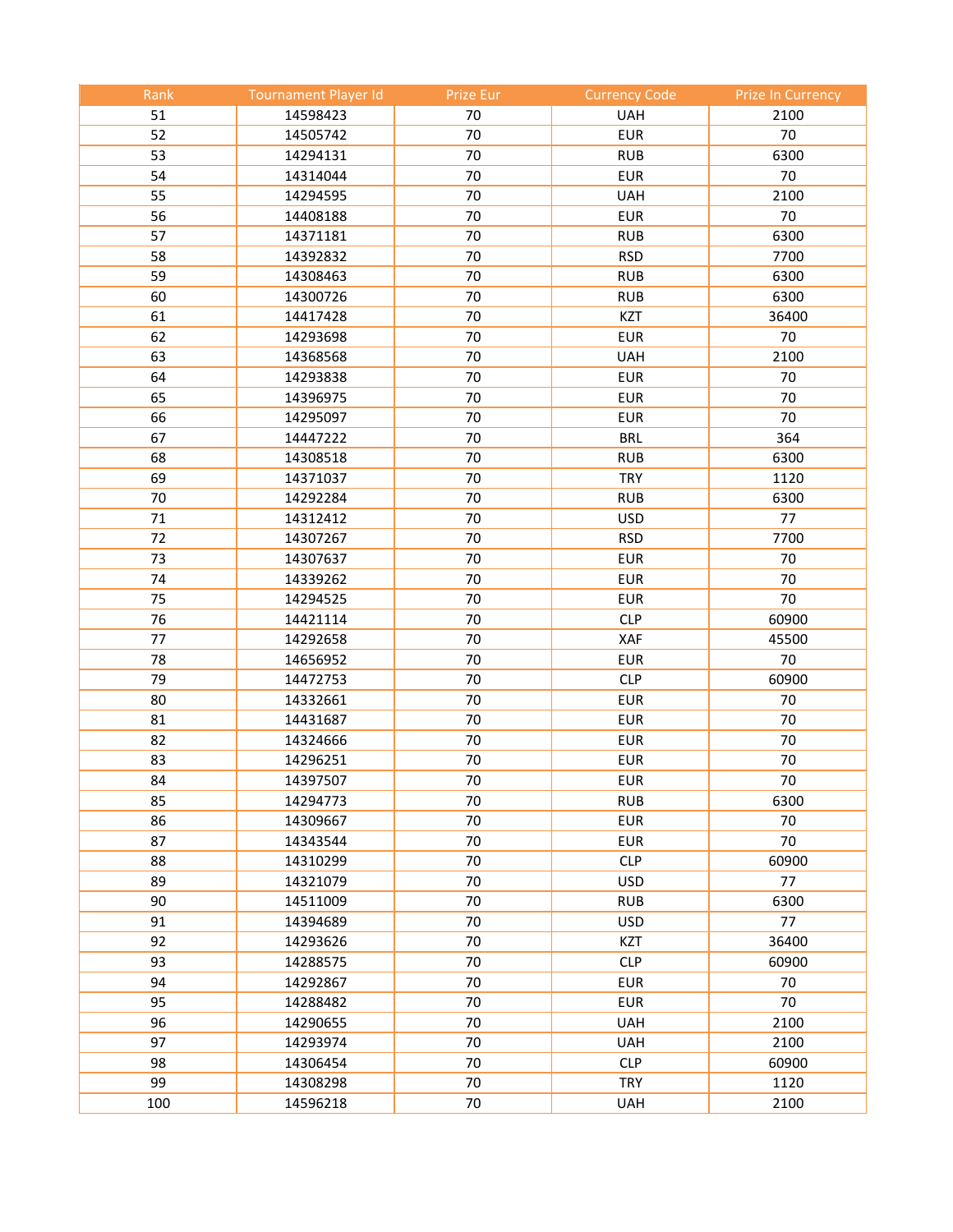| Rank | Tournament Player Id | Prize Eur | Currency Code | Prize In Currency |
|---|---|---|---|---|
| 51 | 14598423 | 70 | UAH | 2100 |
| 52 | 14505742 | 70 | EUR | 70 |
| 53 | 14294131 | 70 | RUB | 6300 |
| 54 | 14314044 | 70 | EUR | 70 |
| 55 | 14294595 | 70 | UAH | 2100 |
| 56 | 14408188 | 70 | EUR | 70 |
| 57 | 14371181 | 70 | RUB | 6300 |
| 58 | 14392832 | 70 | RSD | 7700 |
| 59 | 14308463 | 70 | RUB | 6300 |
| 60 | 14300726 | 70 | RUB | 6300 |
| 61 | 14417428 | 70 | KZT | 36400 |
| 62 | 14293698 | 70 | EUR | 70 |
| 63 | 14368568 | 70 | UAH | 2100 |
| 64 | 14293838 | 70 | EUR | 70 |
| 65 | 14396975 | 70 | EUR | 70 |
| 66 | 14295097 | 70 | EUR | 70 |
| 67 | 14447222 | 70 | BRL | 364 |
| 68 | 14308518 | 70 | RUB | 6300 |
| 69 | 14371037 | 70 | TRY | 1120 |
| 70 | 14292284 | 70 | RUB | 6300 |
| 71 | 14312412 | 70 | USD | 77 |
| 72 | 14307267 | 70 | RSD | 7700 |
| 73 | 14307637 | 70 | EUR | 70 |
| 74 | 14339262 | 70 | EUR | 70 |
| 75 | 14294525 | 70 | EUR | 70 |
| 76 | 14421114 | 70 | CLP | 60900 |
| 77 | 14292658 | 70 | XAF | 45500 |
| 78 | 14656952 | 70 | EUR | 70 |
| 79 | 14472753 | 70 | CLP | 60900 |
| 80 | 14332661 | 70 | EUR | 70 |
| 81 | 14431687 | 70 | EUR | 70 |
| 82 | 14324666 | 70 | EUR | 70 |
| 83 | 14296251 | 70 | EUR | 70 |
| 84 | 14397507 | 70 | EUR | 70 |
| 85 | 14294773 | 70 | RUB | 6300 |
| 86 | 14309667 | 70 | EUR | 70 |
| 87 | 14343544 | 70 | EUR | 70 |
| 88 | 14310299 | 70 | CLP | 60900 |
| 89 | 14321079 | 70 | USD | 77 |
| 90 | 14511009 | 70 | RUB | 6300 |
| 91 | 14394689 | 70 | USD | 77 |
| 92 | 14293626 | 70 | KZT | 36400 |
| 93 | 14288575 | 70 | CLP | 60900 |
| 94 | 14292867 | 70 | EUR | 70 |
| 95 | 14288482 | 70 | EUR | 70 |
| 96 | 14290655 | 70 | UAH | 2100 |
| 97 | 14293974 | 70 | UAH | 2100 |
| 98 | 14306454 | 70 | CLP | 60900 |
| 99 | 14308298 | 70 | TRY | 1120 |
| 100 | 14596218 | 70 | UAH | 2100 |